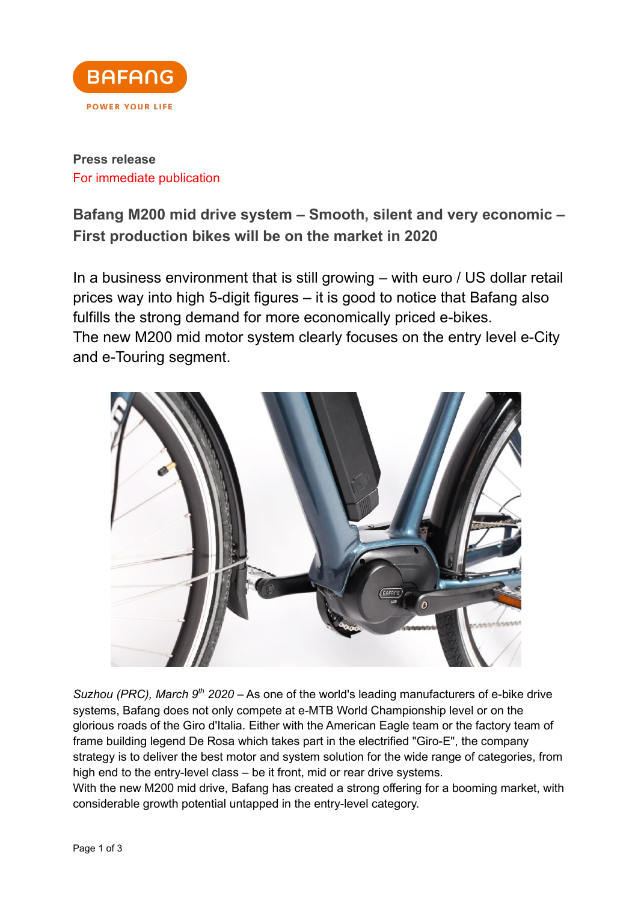**Press release**

For immediate publication

## Bafang M200 mid drive system – Smooth, silent and very economic – First production bikes will be on the market in 2020

In a business environment that is still growing – with euro / US dollar retail prices way into high 5-digit figures – it is good to notice that Bafang also fulfills the strong demand for more economically priced e-bikes.
The new M200 mid motor system clearly focuses on the entry level e-City and e-Touring segment.

*Suzhou (PRC), March 9th 2020* – As one of the world's leading manufacturers of e-bike drive systems, Bafang does not only compete at e-MTB World Championship level or on the glorious roads of the Giro d'Italia. Either with the American Eagle team or the factory team of frame building legend De Rosa which takes part in the electrified "Giro-E", the company strategy is to deliver the best motor and system solution for the wide range of categories, from high end to the entry-level class – be it front, mid or rear drive systems.
With the new M200 mid drive, Bafang has created a strong offering for a booming market, with considerable growth potential untapped in the entry-level category.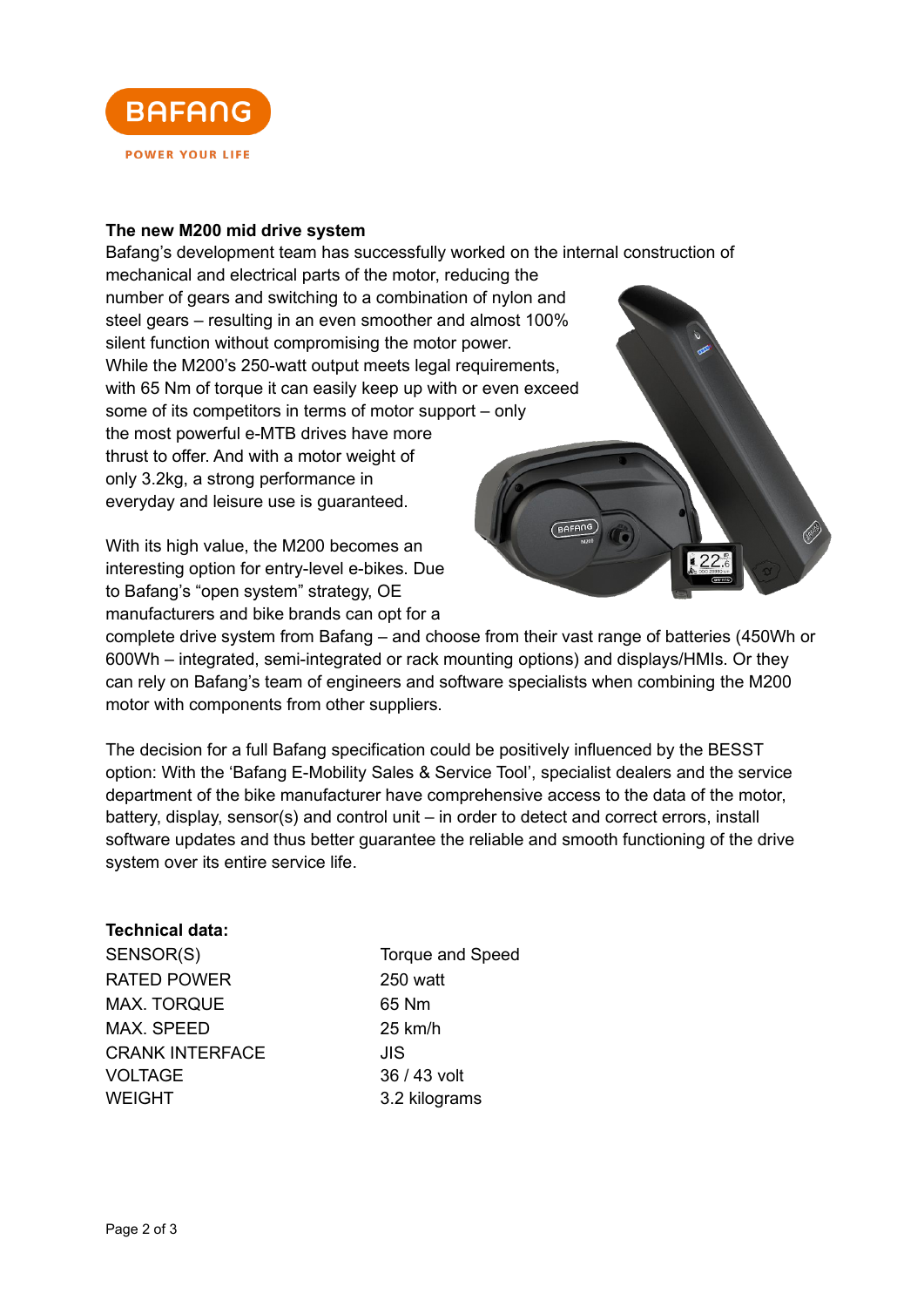**The new M200 mid drive system**

Bafang's development team has successfully worked on the internal construction of mechanical and electrical parts of the motor, reducing the number of gears and switching to a combination of nylon and steel gears – resulting in an even smoother and almost 100% silent function without compromising the motor power. While the M200's 250-watt output meets legal requirements, with 65 Nm of torque it can easily keep up with or even exceed some of its competitors in terms of motor support – only the most powerful e-MTB drives have more thrust to offer. And with a motor weight of only 3.2kg, a strong performance in everyday and leisure use is guaranteed.

With its high value, the M200 becomes an interesting option for entry-level e-bikes. Due to Bafang's "open system" strategy, OE manufacturers and bike brands can opt for a complete drive system from Bafang – and choose from their vast range of batteries (450Wh or 600Wh – integrated, semi-integrated or rack mounting options) and displays/HMIs. Or they can rely on Bafang's team of engineers and software specialists when combining the M200 motor with components from other suppliers.

The decision for a full Bafang specification could be positively influenced by the BESST option: With the 'Bafang E-Mobility Sales & Service Tool', specialist dealers and the service department of the bike manufacturer have comprehensive access to the data of the motor, battery, display, sensor(s) and control unit – in order to detect and correct errors, install software updates and thus better guarantee the reliable and smooth functioning of the drive system over its entire service life.

**Technical data:**

| | |
|---|---|
| SENSOR(S) | Torque and Speed |
| RATED POWER | 250 watt |
| MAX. TORQUE | 65 Nm |
| MAX. SPEED | 25 km/h |
| CRANK INTERFACE | JIS |
| VOLTAGE | 36 / 43 volt |
| WEIGHT | 3.2 kilograms |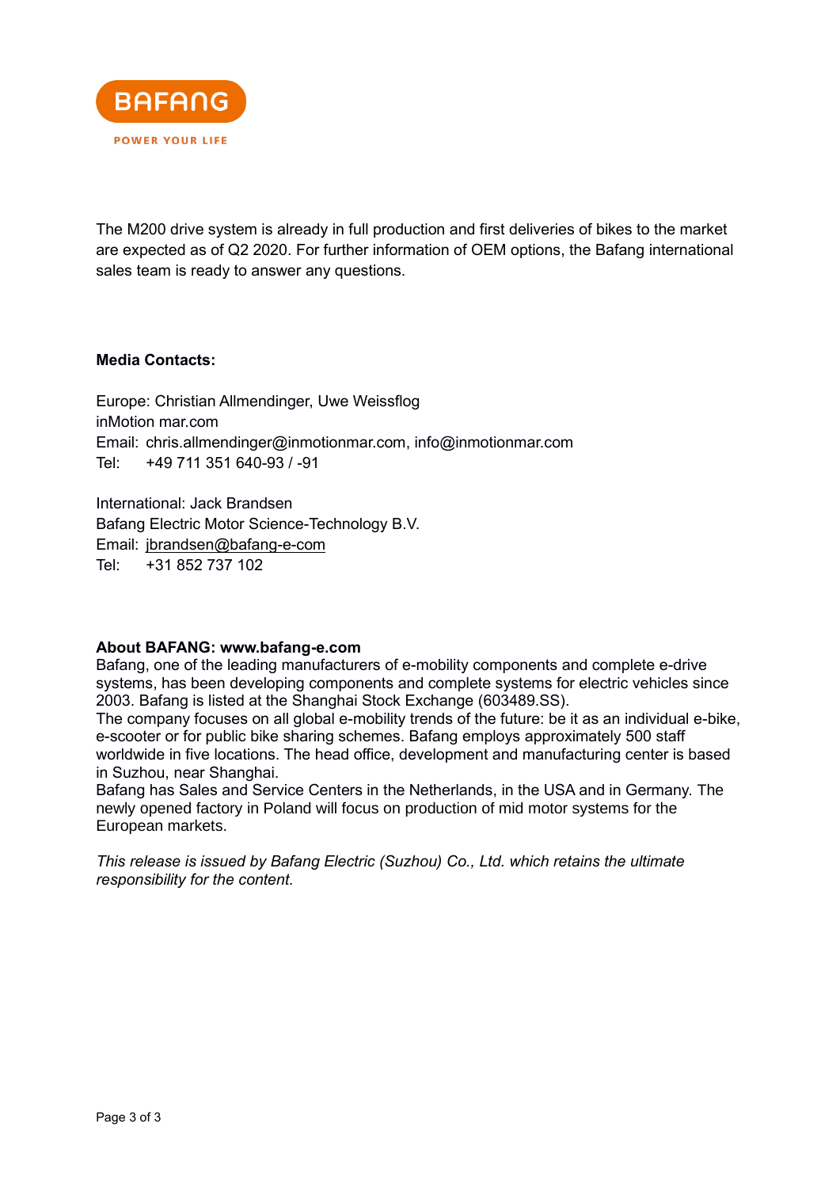The M200 drive system is already in full production and first deliveries of bikes to the market are expected as of Q2 2020. For further information of OEM options, the Bafang international sales team is ready to answer any questions.

**Media Contacts:**

Europe: Christian Allmendinger, Uwe Weissflog
inMotion mar.com
Email: chris.allmendinger@inmotionmar.com, info@inmotionmar.com
Tel: +49 711 351 640-93 / -91

International: Jack Brandsen
Bafang Electric Motor Science-Technology B.V.
Email: jbrandsen@bafang-e-com
Tel: +31 852 737 102

**About BAFANG: www.bafang-e.com**
Bafang, one of the leading manufacturers of e-mobility components and complete e-drive systems, has been developing components and complete systems for electric vehicles since 2003. Bafang is listed at the Shanghai Stock Exchange (603489.SS).
The company focuses on all global e-mobility trends of the future: be it as an individual e-bike, e-scooter or for public bike sharing schemes. Bafang employs approximately 500 staff worldwide in five locations. The head office, development and manufacturing center is based in Suzhou, near Shanghai.
Bafang has Sales and Service Centers in the Netherlands, in the USA and in Germany. The newly opened factory in Poland will focus on production of mid motor systems for the European markets.

*This release is issued by Bafang Electric (Suzhou) Co., Ltd. which retains the ultimate responsibility for the content.*